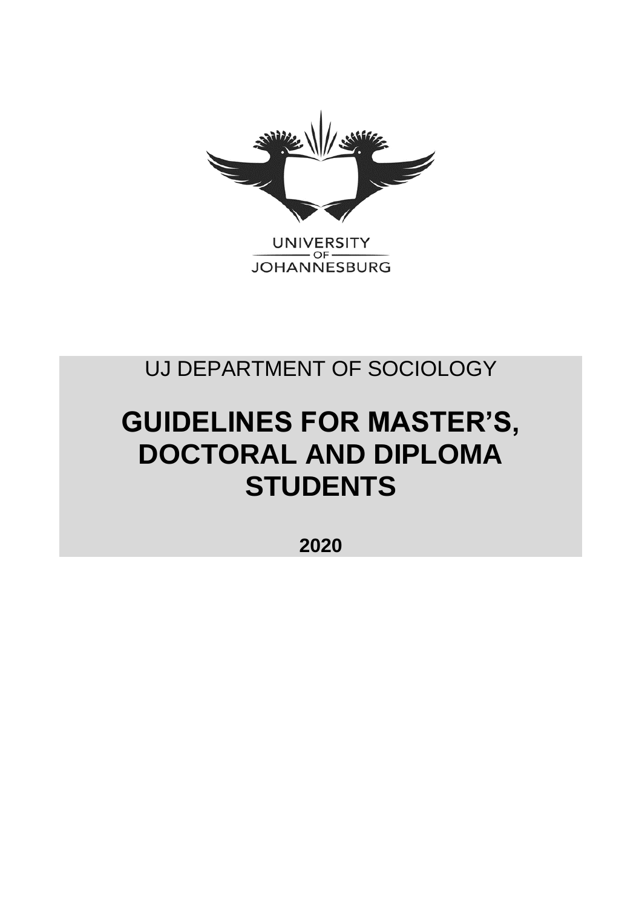UNIVERSITY OF JOHANNESBURG

UJ DEPARTMENT OF SOCIOLOGY

# GUIDELINES FOR MASTER'S, DOCTORAL AND DIPLOMA STUDENTS

**2020**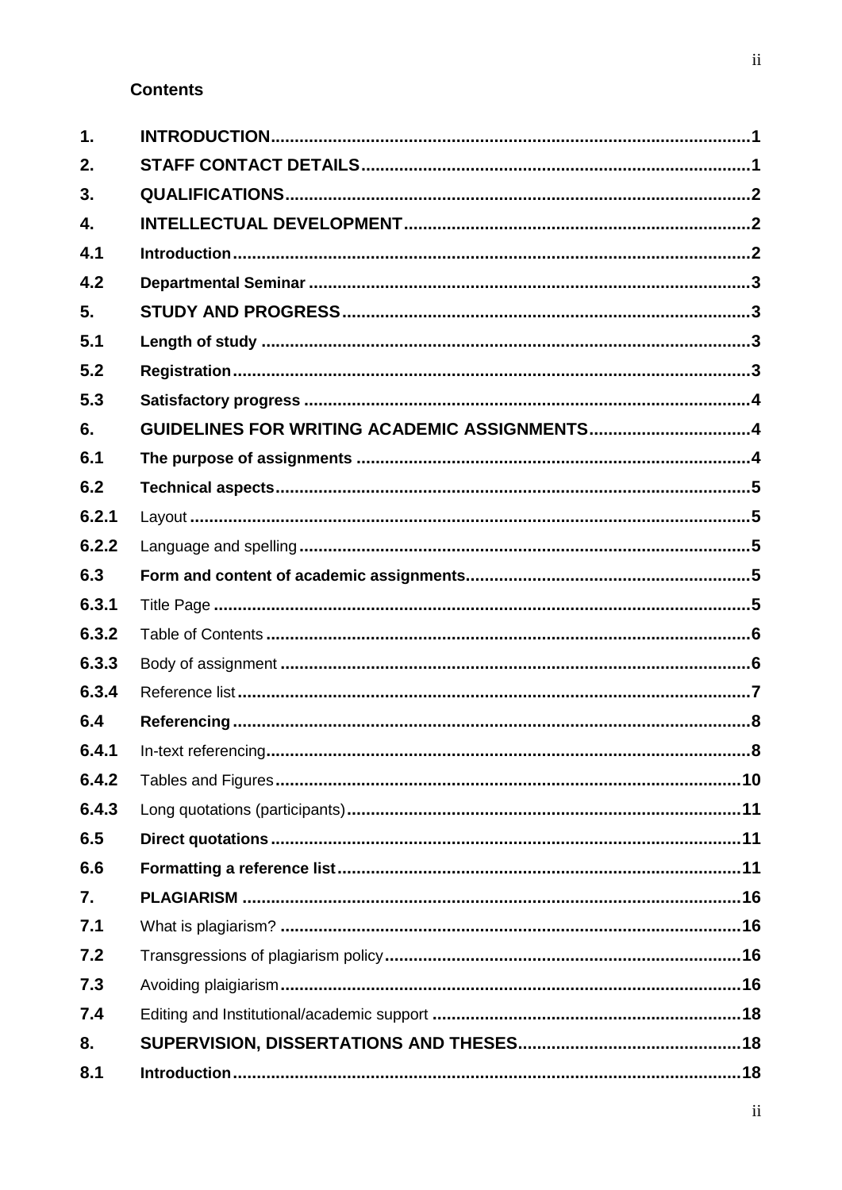**Contents**

| | | |
|---|---|---|
| **1.** | **INTRODUCTION** | **1** |
| **2.** | **STAFF CONTACT DETAILS** | **1** |
| **3.** | **QUALIFICATIONS** | **2** |
| **4.** | **INTELLECTUAL DEVELOPMENT** | **2** |
| **4.1** | **Introduction** | **2** |
| **4.2** | **Departmental Seminar** | **3** |
| **5.** | **STUDY AND PROGRESS** | **3** |
| **5.1** | **Length of study** | **3** |
| **5.2** | **Registration** | **3** |
| **5.3** | **Satisfactory progress** | **4** |
| **6.** | **GUIDELINES FOR WRITING ACADEMIC ASSIGNMENTS** | **4** |
| **6.1** | **The purpose of assignments** | **4** |
| **6.2** | **Technical aspects** | **5** |
| **6.2.1** | Layout | **5** |
| **6.2.2** | Language and spelling | **5** |
| **6.3** | **Form and content of academic assignments** | **5** |
| **6.3.1** | Title Page | **5** |
| **6.3.2** | Table of Contents | **6** |
| **6.3.3** | Body of assignment | **6** |
| **6.3.4** | Reference list | **7** |
| **6.4** | **Referencing** | **8** |
| **6.4.1** | In-text referencing | **8** |
| **6.4.2** | Tables and Figures | **10** |
| **6.4.3** | Long quotations (participants) | **11** |
| **6.5** | **Direct quotations** | **11** |
| **6.6** | **Formatting a reference list** | **11** |
| **7.** | **PLAGIARISM** | **16** |
| **7.1** | What is plagiarism? | **16** |
| **7.2** | Transgressions of plagiarism policy | **16** |
| **7.3** | Avoiding plaigiarism | **16** |
| **7.4** | Editing and Institutional/academic support | **18** |
| **8.** | **SUPERVISION, DISSERTATIONS AND THESES** | **18** |
| **8.1** | **Introduction** | **18** |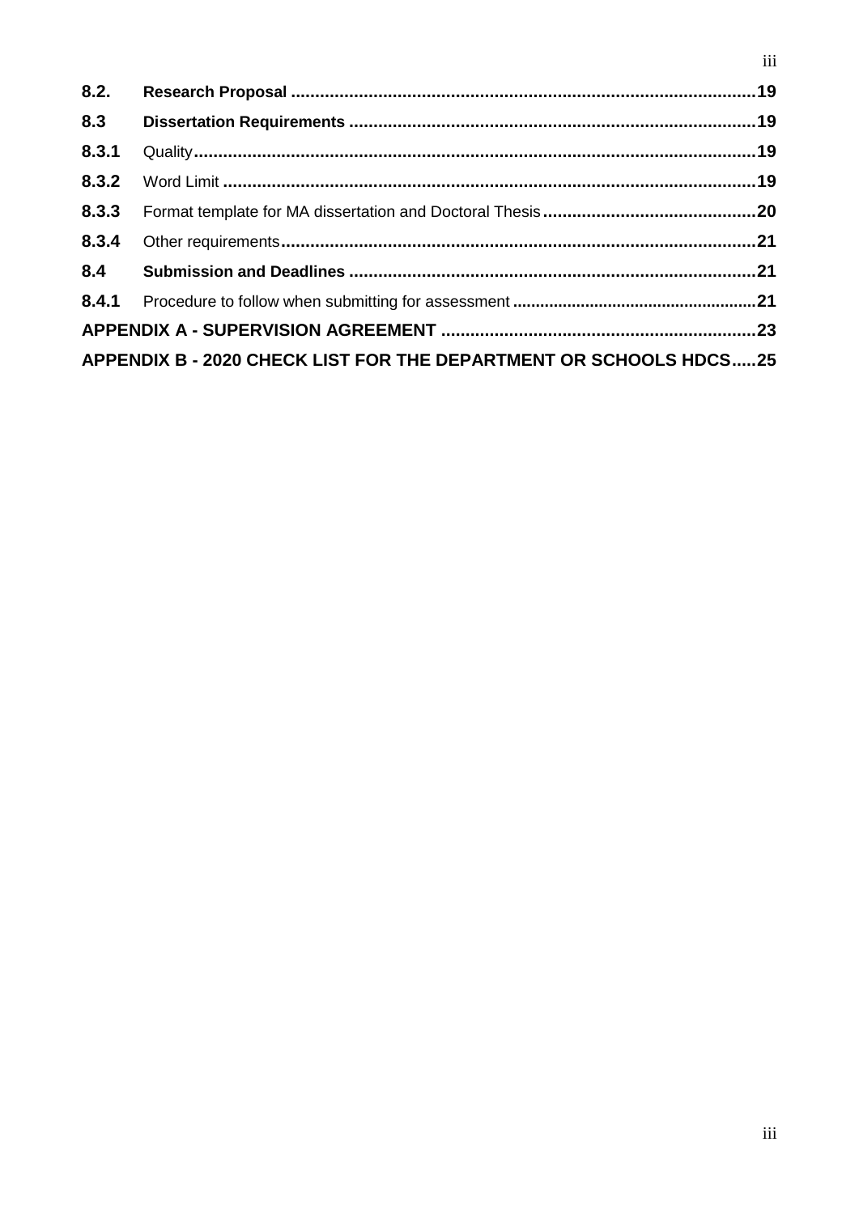| | | |
|---|---|---|
| **8.2.** | **Research Proposal** | **19** |
| **8.3** | **Dissertation Requirements** | **19** |
| **8.3.1** | Quality | **19** |
| **8.3.2** | Word Limit | **19** |
| **8.3.3** | Format template for MA dissertation and Doctoral Thesis | **20** |
| **8.3.4** | Other requirements | **21** |
| **8.4** | **Submission and Deadlines** | **21** |
| **8.4.1** | Procedure to follow when submitting for assessment | **21** |
| **APPENDIX A - SUPERVISION AGREEMENT** | | **23** |
| **APPENDIX B - 2020 CHECK LIST FOR THE DEPARTMENT OR SCHOOLS HDCS** | | **25** |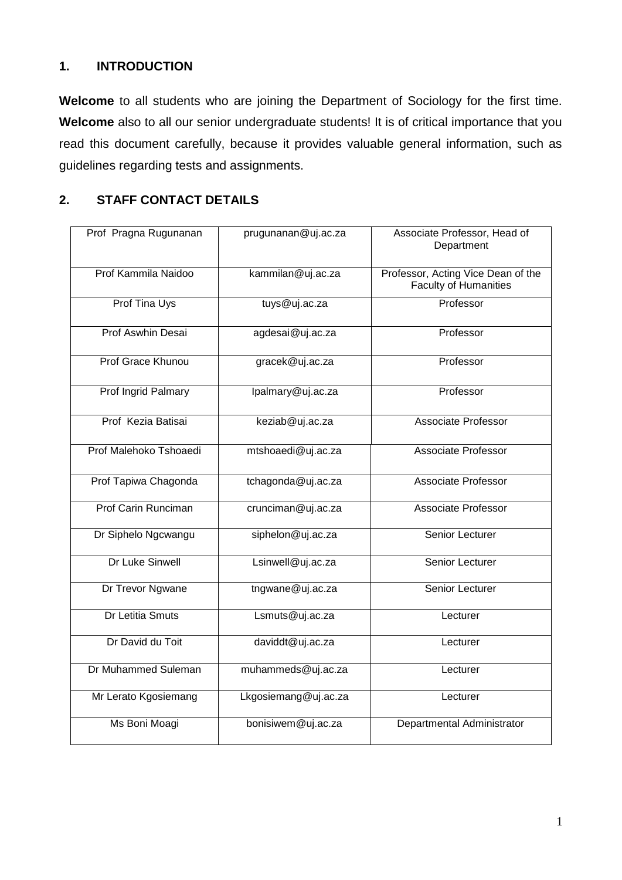## 1. INTRODUCTION

**Welcome** to all students who are joining the Department of Sociology for the first time. **Welcome** also to all our senior undergraduate students! It is of critical importance that you read this document carefully, because it provides valuable general information, such as guidelines regarding tests and assignments.

## 2. STAFF CONTACT DETAILS

| | | |
|---|---|---|
| Prof Pragna Rugunanan | prugunanan@uj.ac.za | Associate Professor, Head of Department |
| Prof Kammila Naidoo | kammilan@uj.ac.za | Professor, Acting Vice Dean of the Faculty of Humanities |
| Prof Tina Uys | tuys@uj.ac.za | Professor |
| Prof Aswhin Desai | agdesai@uj.ac.za | Professor |
| Prof Grace Khunou | gracek@uj.ac.za | Professor |
| Prof Ingrid Palmary | Ipalmary@uj.ac.za | Professor |
| Prof Kezia Batisai | keziab@uj.ac.za | Associate Professor |
| Prof Malehoko Tshoaedi | mtshoaedi@uj.ac.za | Associate Professor |
| Prof Tapiwa Chagonda | tchagonda@uj.ac.za | Associate Professor |
| Prof Carin Runciman | crunciman@uj.ac.za | Associate Professor |
| Dr Siphelo Ngcwangu | siphelon@uj.ac.za | Senior Lecturer |
| Dr Luke Sinwell | Lsinwell@uj.ac.za | Senior Lecturer |
| Dr Trevor Ngwane | tngwane@uj.ac.za | Senior Lecturer |
| Dr Letitia Smuts | Lsmuts@uj.ac.za | Lecturer |
| Dr David du Toit | daviddt@uj.ac.za | Lecturer |
| Dr Muhammed Suleman | muhammeds@uj.ac.za | Lecturer |
| Mr Lerato Kgosiemang | Lkgosiemang@uj.ac.za | Lecturer |
| Ms Boni Moagi | bonisiwem@uj.ac.za | Departmental Administrator |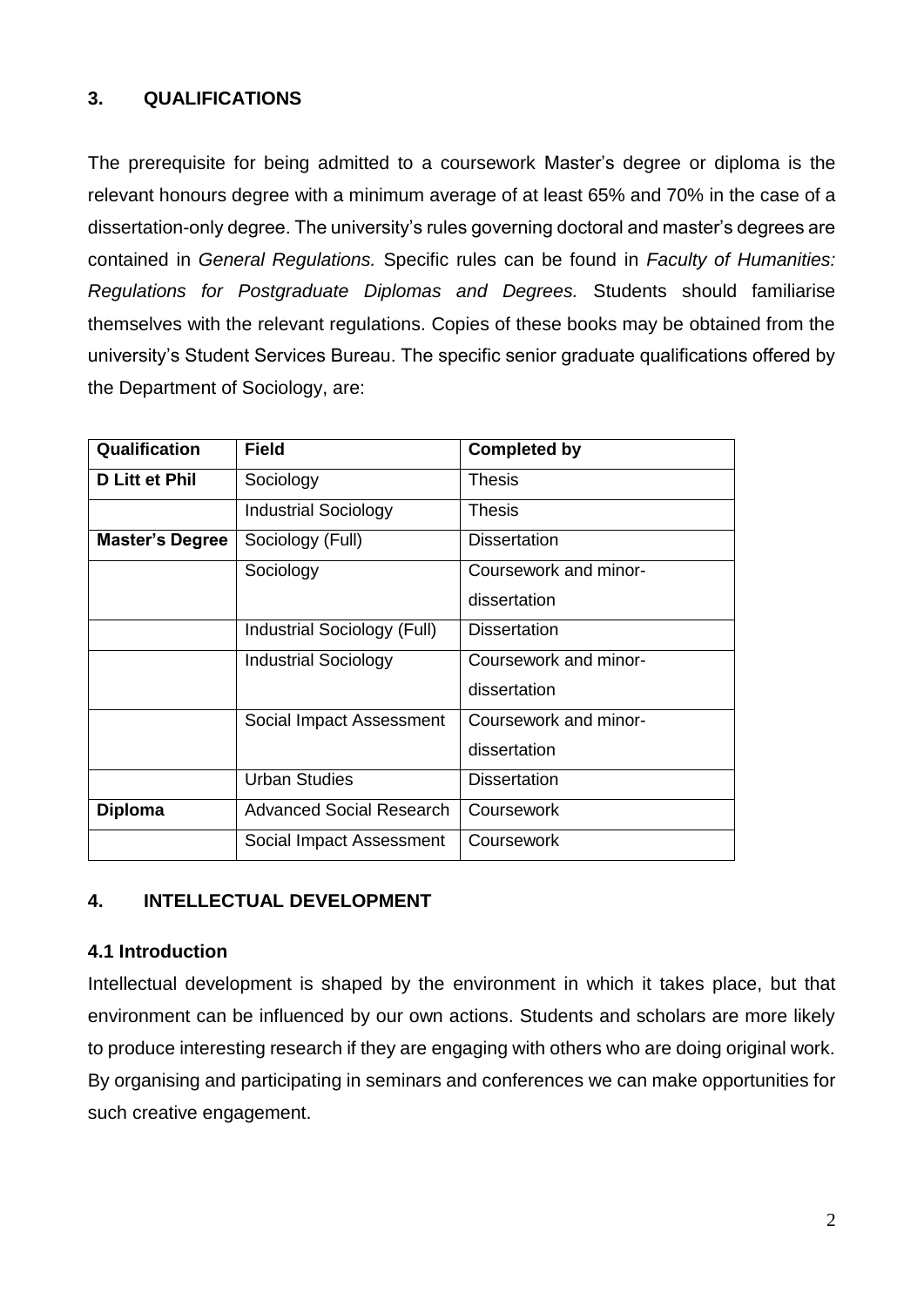## 3. QUALIFICATIONS

The prerequisite for being admitted to a coursework Master's degree or diploma is the relevant honours degree with a minimum average of at least 65% and 70% in the case of a dissertation-only degree. The university's rules governing doctoral and master's degrees are contained in *General Regulations.* Specific rules can be found in *Faculty of Humanities: Regulations for Postgraduate Diplomas and Degrees.* Students should familiarise themselves with the relevant regulations. Copies of these books may be obtained from the university's Student Services Bureau. The specific senior graduate qualifications offered by the Department of Sociology, are:

| Qualification | Field | Completed by |
|---|---|---|
| **D Litt et Phil** | Sociology | Thesis |
| | Industrial Sociology | Thesis |
| **Master's Degree** | Sociology (Full) | Dissertation |
| | Sociology | Coursework and minor-dissertation |
| | Industrial Sociology (Full) | Dissertation |
| | Industrial Sociology | Coursework and minor-dissertation |
| | Social Impact Assessment | Coursework and minor-dissertation |
| | Urban Studies | Dissertation |
| **Diploma** | Advanced Social Research | Coursework |
| | Social Impact Assessment | Coursework |

## 4. INTELLECTUAL DEVELOPMENT

### 4.1 Introduction

Intellectual development is shaped by the environment in which it takes place, but that environment can be influenced by our own actions. Students and scholars are more likely to produce interesting research if they are engaging with others who are doing original work. By organising and participating in seminars and conferences we can make opportunities for such creative engagement.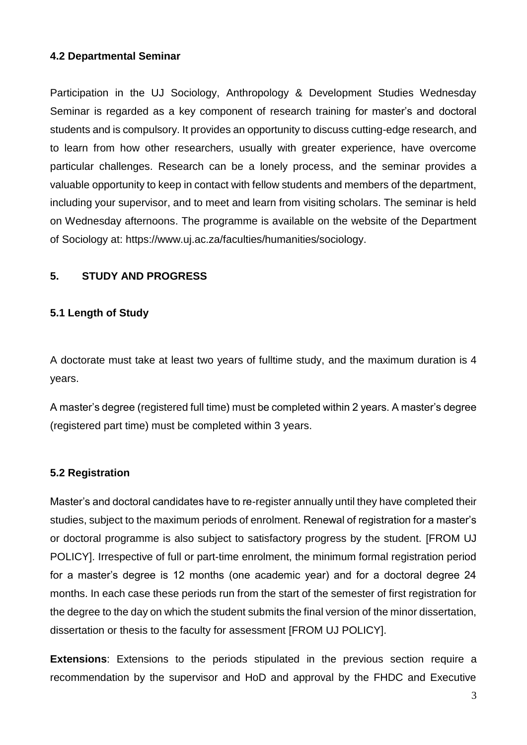### 4.2 Departmental Seminar

Participation in the UJ Sociology, Anthropology & Development Studies Wednesday Seminar is regarded as a key component of research training for master's and doctoral students and is compulsory. It provides an opportunity to discuss cutting-edge research, and to learn from how other researchers, usually with greater experience, have overcome particular challenges. Research can be a lonely process, and the seminar provides a valuable opportunity to keep in contact with fellow students and members of the department, including your supervisor, and to meet and learn from visiting scholars. The seminar is held on Wednesday afternoons. The programme is available on the website of the Department of Sociology at: https://www.uj.ac.za/faculties/humanities/sociology.

## 5. STUDY AND PROGRESS

### 5.1 Length of Study

A doctorate must take at least two years of fulltime study, and the maximum duration is 4 years.

A master's degree (registered full time) must be completed within 2 years. A master's degree (registered part time) must be completed within 3 years.

### 5.2 Registration

Master's and doctoral candidates have to re-register annually until they have completed their studies, subject to the maximum periods of enrolment. Renewal of registration for a master's or doctoral programme is also subject to satisfactory progress by the student. [FROM UJ POLICY]. Irrespective of full or part-time enrolment, the minimum formal registration period for a master's degree is 12 months (one academic year) and for a doctoral degree 24 months. In each case these periods run from the start of the semester of first registration for the degree to the day on which the student submits the final version of the minor dissertation, dissertation or thesis to the faculty for assessment [FROM UJ POLICY].

**Extensions**: Extensions to the periods stipulated in the previous section require a recommendation by the supervisor and HoD and approval by the FHDC and Executive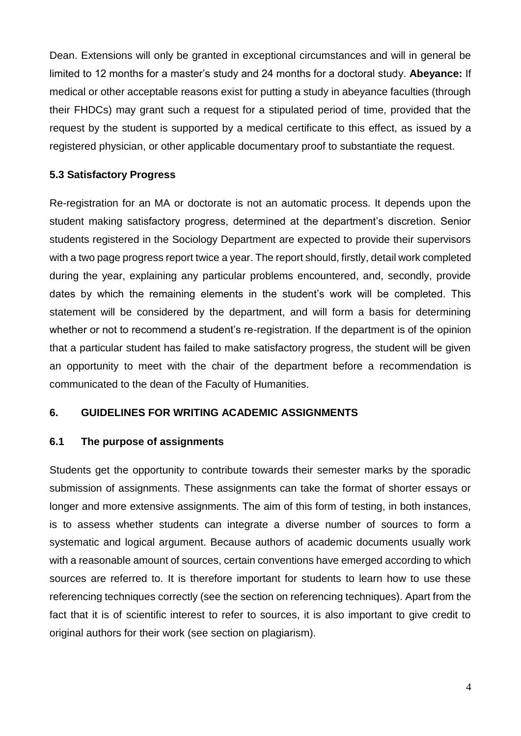Dean. Extensions will only be granted in exceptional circumstances and will in general be limited to 12 months for a master's study and 24 months for a doctoral study. **Abeyance:** If medical or other acceptable reasons exist for putting a study in abeyance faculties (through their FHDCs) may grant such a request for a stipulated period of time, provided that the request by the student is supported by a medical certificate to this effect, as issued by a registered physician, or other applicable documentary proof to substantiate the request.

### 5.3 Satisfactory Progress

Re-registration for an MA or doctorate is not an automatic process. It depends upon the student making satisfactory progress, determined at the department's discretion. Senior students registered in the Sociology Department are expected to provide their supervisors with a two page progress report twice a year. The report should, firstly, detail work completed during the year, explaining any particular problems encountered, and, secondly, provide dates by which the remaining elements in the student's work will be completed. This statement will be considered by the department, and will form a basis for determining whether or not to recommend a student's re-registration. If the department is of the opinion that a particular student has failed to make satisfactory progress, the student will be given an opportunity to meet with the chair of the department before a recommendation is communicated to the dean of the Faculty of Humanities.

## 6. GUIDELINES FOR WRITING ACADEMIC ASSIGNMENTS

### 6.1 The purpose of assignments

Students get the opportunity to contribute towards their semester marks by the sporadic submission of assignments. These assignments can take the format of shorter essays or longer and more extensive assignments. The aim of this form of testing, in both instances, is to assess whether students can integrate a diverse number of sources to form a systematic and logical argument. Because authors of academic documents usually work with a reasonable amount of sources, certain conventions have emerged according to which sources are referred to. It is therefore important for students to learn how to use these referencing techniques correctly (see the section on referencing techniques). Apart from the fact that it is of scientific interest to refer to sources, it is also important to give credit to original authors for their work (see section on plagiarism).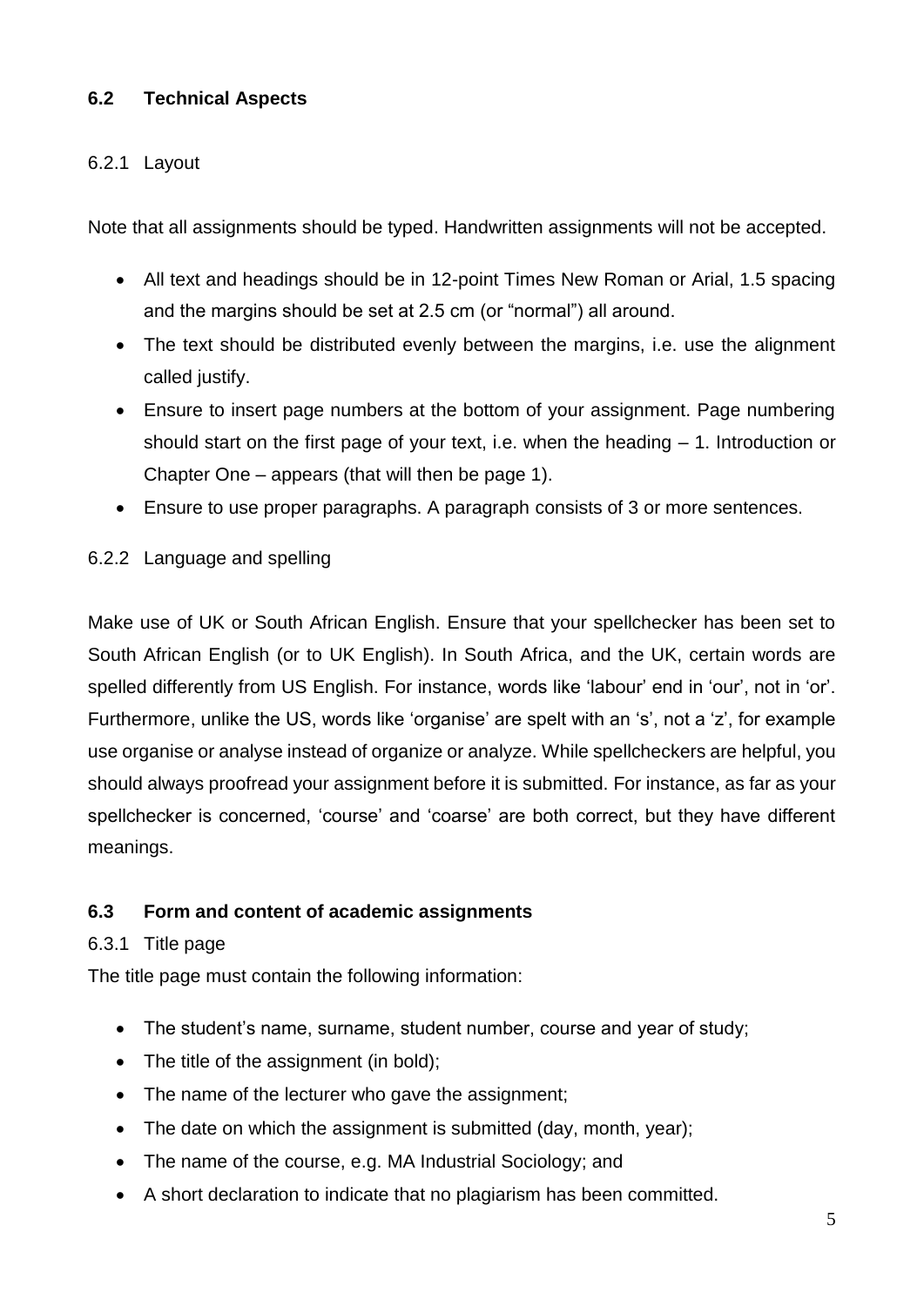## 6.2 Technical Aspects

### 6.2.1 Layout

Note that all assignments should be typed. Handwritten assignments will not be accepted.

- All text and headings should be in 12-point Times New Roman or Arial, 1.5 spacing and the margins should be set at 2.5 cm (or "normal") all around.
- The text should be distributed evenly between the margins, i.e. use the alignment called justify.
- Ensure to insert page numbers at the bottom of your assignment. Page numbering should start on the first page of your text, i.e. when the heading – 1. Introduction or Chapter One – appears (that will then be page 1).
- Ensure to use proper paragraphs. A paragraph consists of 3 or more sentences.

### 6.2.2 Language and spelling

Make use of UK or South African English. Ensure that your spellchecker has been set to South African English (or to UK English). In South Africa, and the UK, certain words are spelled differently from US English. For instance, words like 'labour' end in 'our', not in 'or'. Furthermore, unlike the US, words like 'organise' are spelt with an 's', not a 'z', for example use organise or analyse instead of organize or analyze. While spellcheckers are helpful, you should always proofread your assignment before it is submitted. For instance, as far as your spellchecker is concerned, 'course' and 'coarse' are both correct, but they have different meanings.

## 6.3 Form and content of academic assignments

### 6.3.1 Title page

The title page must contain the following information:

- The student's name, surname, student number, course and year of study;
- The title of the assignment (in bold);
- The name of the lecturer who gave the assignment;
- The date on which the assignment is submitted (day, month, year);
- The name of the course, e.g. MA Industrial Sociology; and
- A short declaration to indicate that no plagiarism has been committed.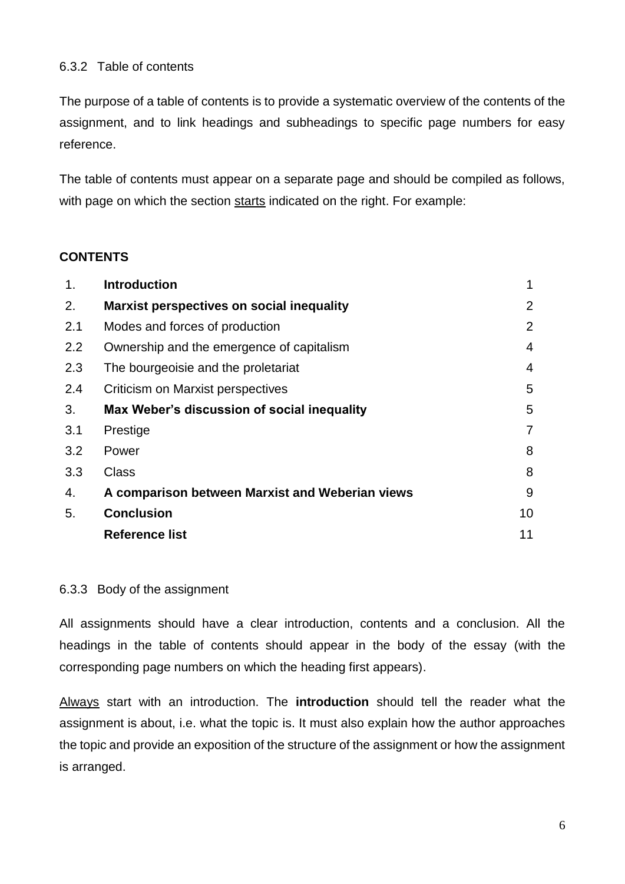### 6.3.2 Table of contents

The purpose of a table of contents is to provide a systematic overview of the contents of the assignment, and to link headings and subheadings to specific page numbers for easy reference.

The table of contents must appear on a separate page and should be compiled as follows, with page on which the section <u>starts</u> indicated on the right. For example:

**CONTENTS**

| | | |
|---|---|---|
| 1. | **Introduction** | 1 |
| 2. | **Marxist perspectives on social inequality** | 2 |
| 2.1 | Modes and forces of production | 2 |
| 2.2 | Ownership and the emergence of capitalism | 4 |
| 2.3 | The bourgeoisie and the proletariat | 4 |
| 2.4 | Criticism on Marxist perspectives | 5 |
| 3. | **Max Weber's discussion of social inequality** | 5 |
| 3.1 | Prestige | 7 |
| 3.2 | Power | 8 |
| 3.3 | Class | 8 |
| 4. | **A comparison between Marxist and Weberian views** | 9 |
| 5. | **Conclusion** | 10 |
| | **Reference list** | 11 |

### 6.3.3 Body of the assignment

All assignments should have a clear introduction, contents and a conclusion. All the headings in the table of contents should appear in the body of the essay (with the corresponding page numbers on which the heading first appears).

<u>Always</u> start with an introduction. The **introduction** should tell the reader what the assignment is about, i.e. what the topic is. It must also explain how the author approaches the topic and provide an exposition of the structure of the assignment or how the assignment is arranged.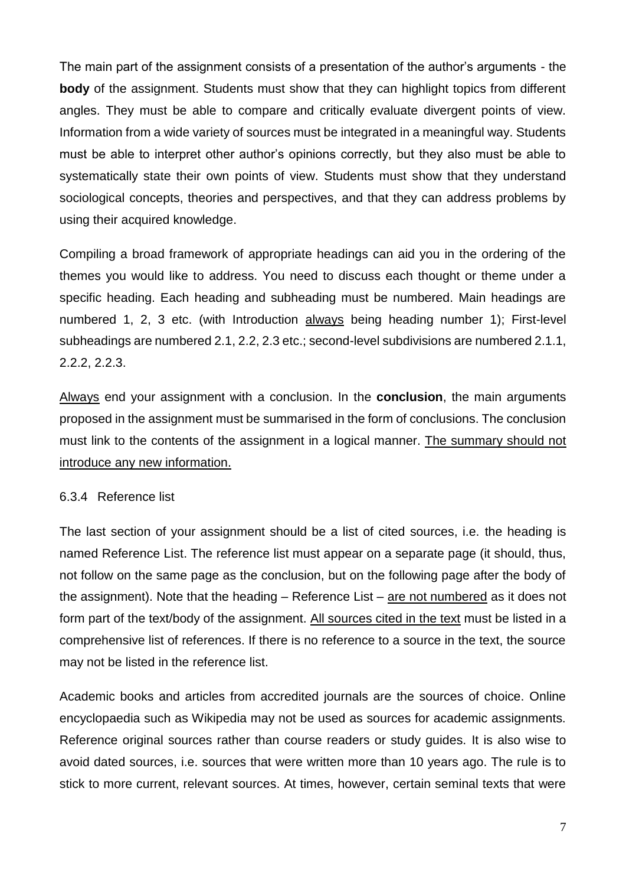The main part of the assignment consists of a presentation of the author's arguments - the **body** of the assignment. Students must show that they can highlight topics from different angles. They must be able to compare and critically evaluate divergent points of view. Information from a wide variety of sources must be integrated in a meaningful way. Students must be able to interpret other author's opinions correctly, but they also must be able to systematically state their own points of view. Students must show that they understand sociological concepts, theories and perspectives, and that they can address problems by using their acquired knowledge.

Compiling a broad framework of appropriate headings can aid you in the ordering of the themes you would like to address. You need to discuss each thought or theme under a specific heading. Each heading and subheading must be numbered. Main headings are numbered 1, 2, 3 etc. (with Introduction <u>always</u> being heading number 1); First-level subheadings are numbered 2.1, 2.2, 2.3 etc.; second-level subdivisions are numbered 2.1.1, 2.2.2, 2.2.3.

<u>Always</u> end your assignment with a conclusion. In the **conclusion**, the main arguments proposed in the assignment must be summarised in the form of conclusions. The conclusion must link to the contents of the assignment in a logical manner. <u>The summary should not introduce any new information.</u>

### 6.3.4 Reference list

The last section of your assignment should be a list of cited sources, i.e. the heading is named Reference List. The reference list must appear on a separate page (it should, thus, not follow on the same page as the conclusion, but on the following page after the body of the assignment). Note that the heading – Reference List – <u>are not numbered</u> as it does not form part of the text/body of the assignment. <u>All sources cited in the text</u> must be listed in a comprehensive list of references. If there is no reference to a source in the text, the source may not be listed in the reference list.

Academic books and articles from accredited journals are the sources of choice. Online encyclopaedia such as Wikipedia may not be used as sources for academic assignments. Reference original sources rather than course readers or study guides. It is also wise to avoid dated sources, i.e. sources that were written more than 10 years ago. The rule is to stick to more current, relevant sources. At times, however, certain seminal texts that were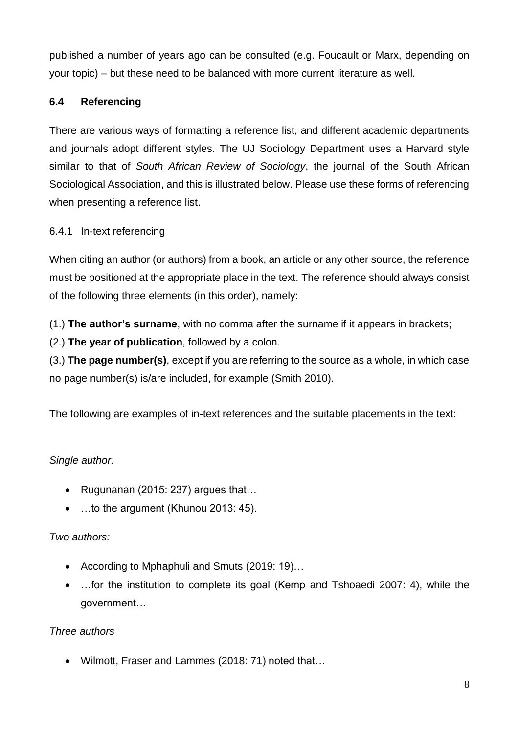published a number of years ago can be consulted (e.g. Foucault or Marx, depending on your topic) – but these need to be balanced with more current literature as well.

## 6.4 Referencing

There are various ways of formatting a reference list, and different academic departments and journals adopt different styles. The UJ Sociology Department uses a Harvard style similar to that of *South African Review of Sociology*, the journal of the South African Sociological Association, and this is illustrated below. Please use these forms of referencing when presenting a reference list.

### 6.4.1 In-text referencing

When citing an author (or authors) from a book, an article or any other source, the reference must be positioned at the appropriate place in the text. The reference should always consist of the following three elements (in this order), namely:

(1.) **The author's surname**, with no comma after the surname if it appears in brackets;
(2.) **The year of publication**, followed by a colon.
(3.) **The page number(s)**, except if you are referring to the source as a whole, in which case no page number(s) is/are included, for example (Smith 2010).

The following are examples of in-text references and the suitable placements in the text:

*Single author:*

- Rugunanan (2015: 237) argues that…
- …to the argument (Khunou 2013: 45).

*Two authors:*

- According to Mphaphuli and Smuts (2019: 19)…
- …for the institution to complete its goal (Kemp and Tshoaedi 2007: 4), while the government…

*Three authors*

- Wilmott, Fraser and Lammes (2018: 71) noted that…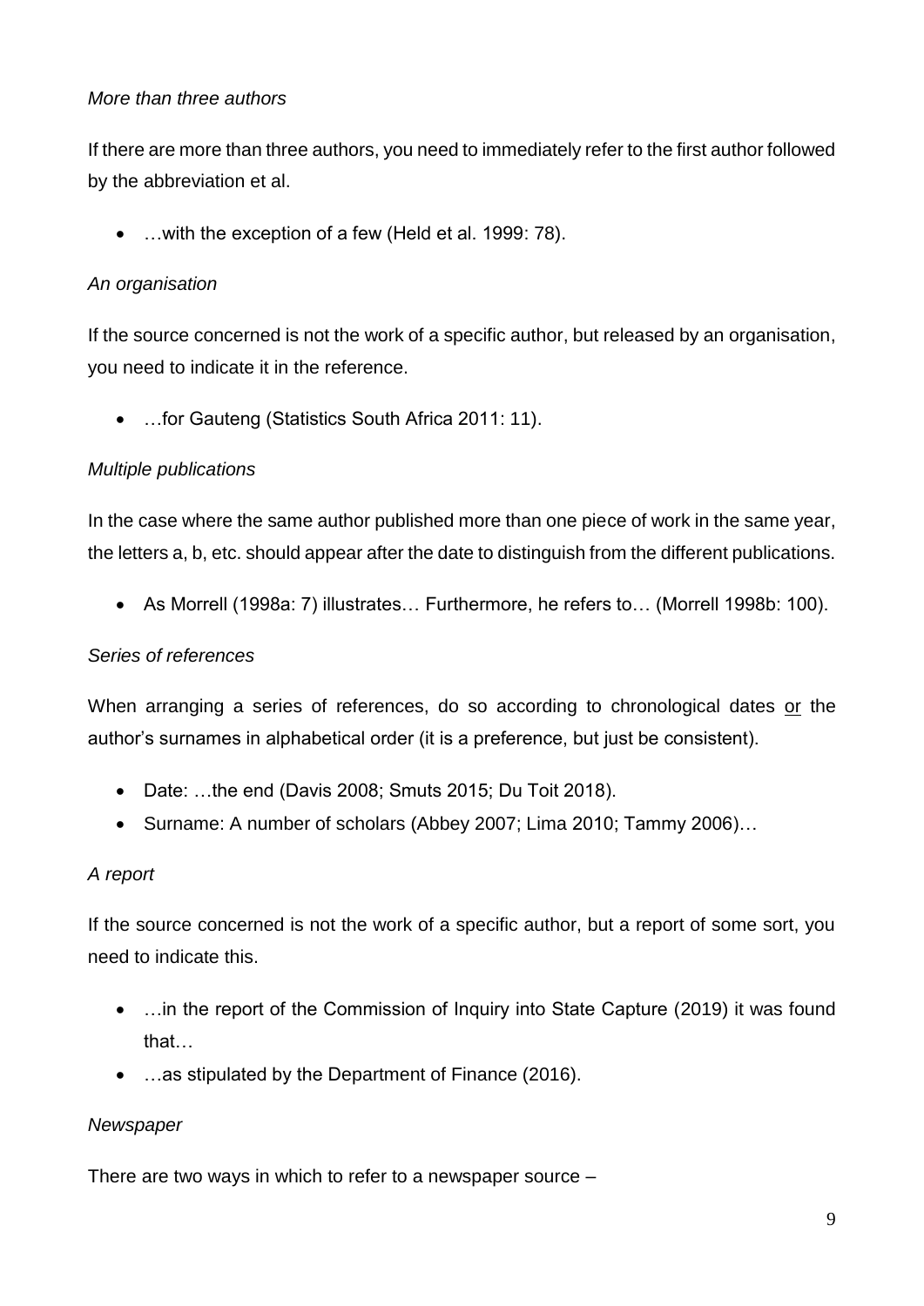*More than three authors*

If there are more than three authors, you need to immediately refer to the first author followed by the abbreviation et al.

- …with the exception of a few (Held et al. 1999: 78).

*An organisation*

If the source concerned is not the work of a specific author, but released by an organisation, you need to indicate it in the reference.

- …for Gauteng (Statistics South Africa 2011: 11).

*Multiple publications*

In the case where the same author published more than one piece of work in the same year, the letters a, b, etc. should appear after the date to distinguish from the different publications.

- As Morrell (1998a: 7) illustrates… Furthermore, he refers to… (Morrell 1998b: 100).

*Series of references*

When arranging a series of references, do so according to chronological dates <u>or</u> the author's surnames in alphabetical order (it is a preference, but just be consistent).

- Date: …the end (Davis 2008; Smuts 2015; Du Toit 2018).
- Surname: A number of scholars (Abbey 2007; Lima 2010; Tammy 2006)…

*A report*

If the source concerned is not the work of a specific author, but a report of some sort, you need to indicate this.

- …in the report of the Commission of Inquiry into State Capture (2019) it was found that…
- …as stipulated by the Department of Finance (2016).

*Newspaper*

There are two ways in which to refer to a newspaper source –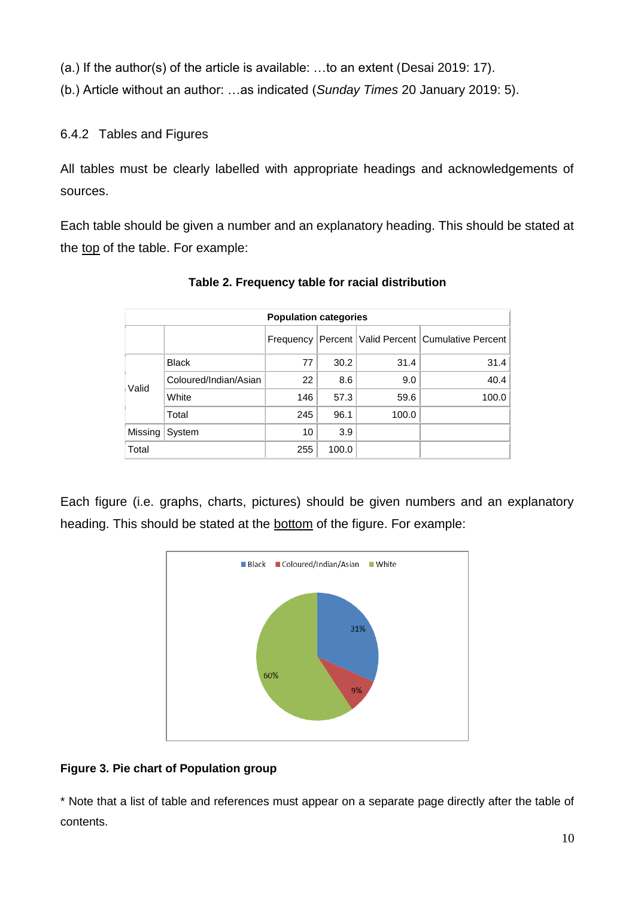(a.) If the author(s) of the article is available: …to an extent (Desai 2019: 17).

(b.) Article without an author: …as indicated (*Sunday Times* 20 January 2019: 5).

### 6.4.2 Tables and Figures

All tables must be clearly labelled with appropriate headings and acknowledgements of sources.

Each table should be given a number and an explanatory heading. This should be stated at the <u>top</u> of the table. For example:

**Table 2. Frequency table for racial distribution**

| **Population categories** | | | | | |
|---|---|---|---|---|---|
| | | Frequency | Percent | Valid Percent | Cumulative Percent |
| Valid | Black | 77 | 30.2 | 31.4 | 31.4 |
| | Coloured/Indian/Asian | 22 | 8.6 | 9.0 | 40.4 |
| | White | 146 | 57.3 | 59.6 | 100.0 |
| | Total | 245 | 96.1 | 100.0 | |
| Missing | System | 10 | 3.9 | | |
| Total | | 255 | 100.0 | | |

Each figure (i.e. graphs, charts, pictures) should be given numbers and an explanatory heading. This should be stated at the <u>bottom</u> of the figure. For example:

**Figure 3. Pie chart of Population group**

* Note that a list of table and references must appear on a separate page directly after the table of contents.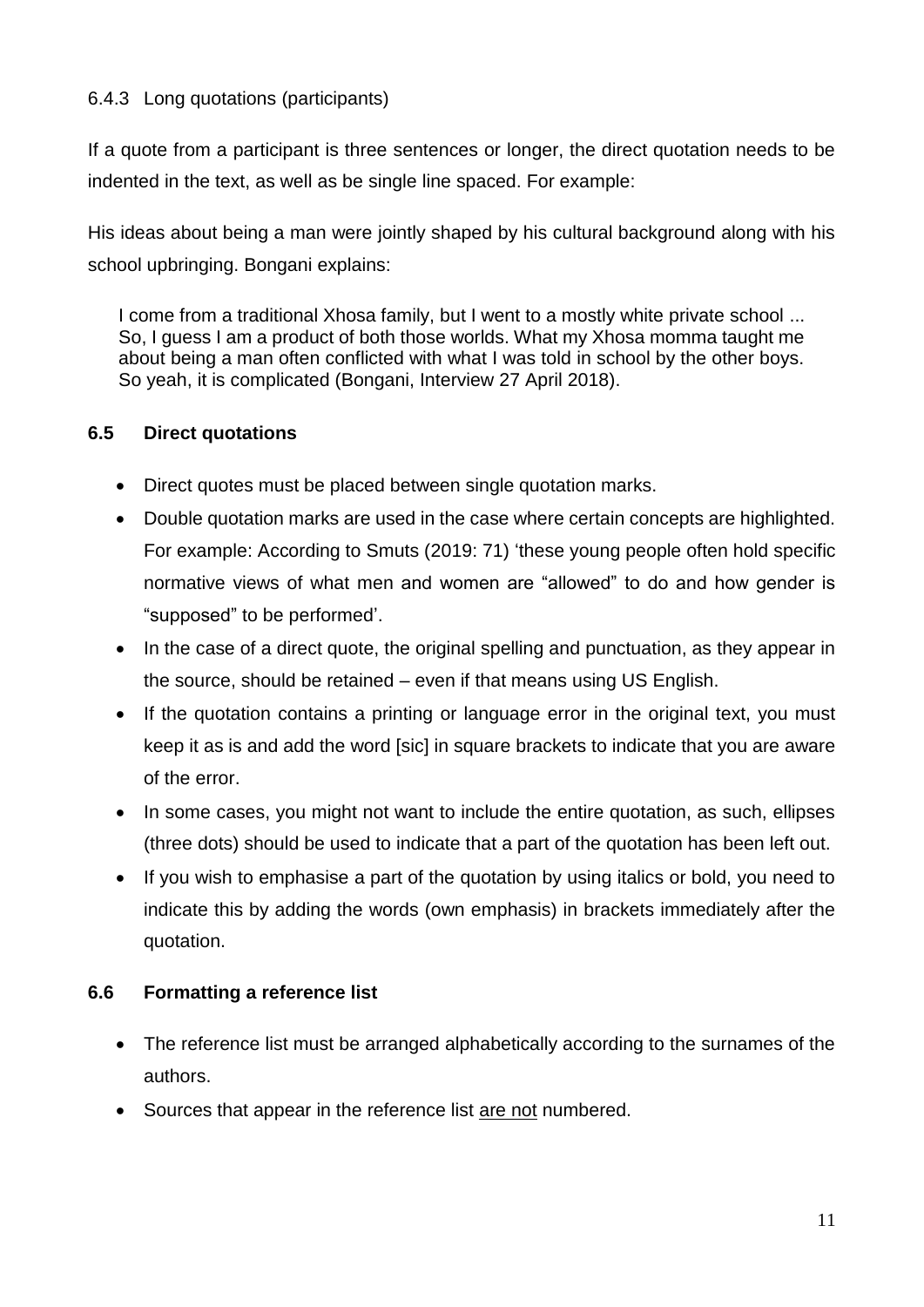### 6.4.3 Long quotations (participants)

If a quote from a participant is three sentences or longer, the direct quotation needs to be indented in the text, as well as be single line spaced. For example:

His ideas about being a man were jointly shaped by his cultural background along with his school upbringing. Bongani explains:

> I come from a traditional Xhosa family, but I went to a mostly white private school ... So, I guess I am a product of both those worlds. What my Xhosa momma taught me about being a man often conflicted with what I was told in school by the other boys. So yeah, it is complicated (Bongani, Interview 27 April 2018).

## 6.5 Direct quotations

- Direct quotes must be placed between single quotation marks.
- Double quotation marks are used in the case where certain concepts are highlighted. For example: According to Smuts (2019: 71) 'these young people often hold specific normative views of what men and women are "allowed" to do and how gender is "supposed" to be performed'.
- In the case of a direct quote, the original spelling and punctuation, as they appear in the source, should be retained – even if that means using US English.
- If the quotation contains a printing or language error in the original text, you must keep it as is and add the word [sic] in square brackets to indicate that you are aware of the error.
- In some cases, you might not want to include the entire quotation, as such, ellipses (three dots) should be used to indicate that a part of the quotation has been left out.
- If you wish to emphasise a part of the quotation by using italics or bold, you need to indicate this by adding the words (own emphasis) in brackets immediately after the quotation.

## 6.6 Formatting a reference list

- The reference list must be arranged alphabetically according to the surnames of the authors.
- Sources that appear in the reference list <u>are not</u> numbered.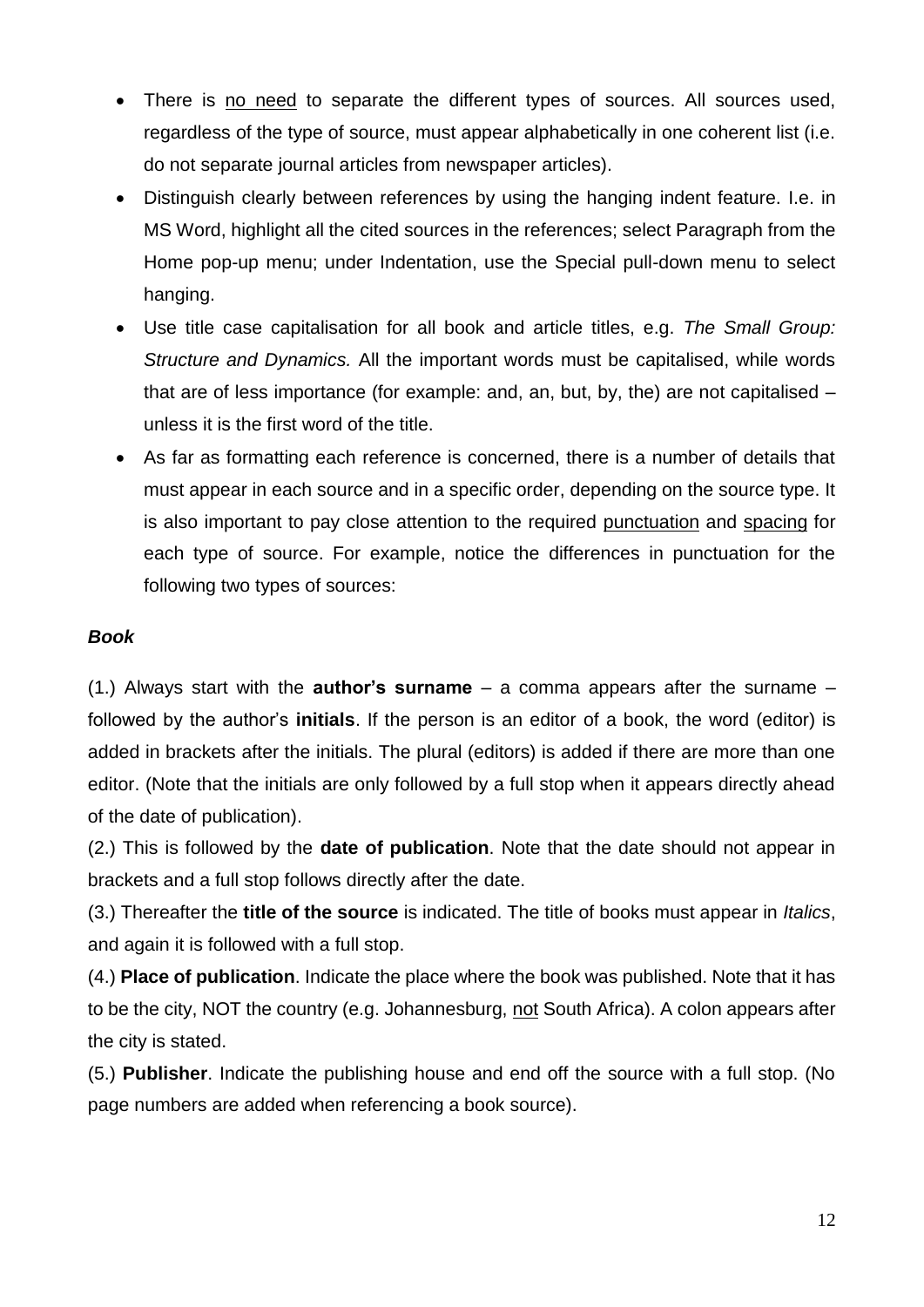- There is no need to separate the different types of sources. All sources used, regardless of the type of source, must appear alphabetically in one coherent list (i.e. do not separate journal articles from newspaper articles).
- Distinguish clearly between references by using the hanging indent feature. I.e. in MS Word, highlight all the cited sources in the references; select Paragraph from the Home pop-up menu; under Indentation, use the Special pull-down menu to select hanging.
- Use title case capitalisation for all book and article titles, e.g. *The Small Group: Structure and Dynamics.* All the important words must be capitalised, while words that are of less importance (for example: and, an, but, by, the) are not capitalised – unless it is the first word of the title.
- As far as formatting each reference is concerned, there is a number of details that must appear in each source and in a specific order, depending on the source type. It is also important to pay close attention to the required punctuation and spacing for each type of source. For example, notice the differences in punctuation for the following two types of sources:

***Book***

(1.) Always start with the **author's surname** – a comma appears after the surname – followed by the author's **initials**. If the person is an editor of a book, the word (editor) is added in brackets after the initials. The plural (editors) is added if there are more than one editor. (Note that the initials are only followed by a full stop when it appears directly ahead of the date of publication).

(2.) This is followed by the **date of publication**. Note that the date should not appear in brackets and a full stop follows directly after the date.

(3.) Thereafter the **title of the source** is indicated. The title of books must appear in *Italics*, and again it is followed with a full stop.

(4.) **Place of publication**. Indicate the place where the book was published. Note that it has to be the city, NOT the country (e.g. Johannesburg, not South Africa). A colon appears after the city is stated.

(5.) **Publisher**. Indicate the publishing house and end off the source with a full stop. (No page numbers are added when referencing a book source).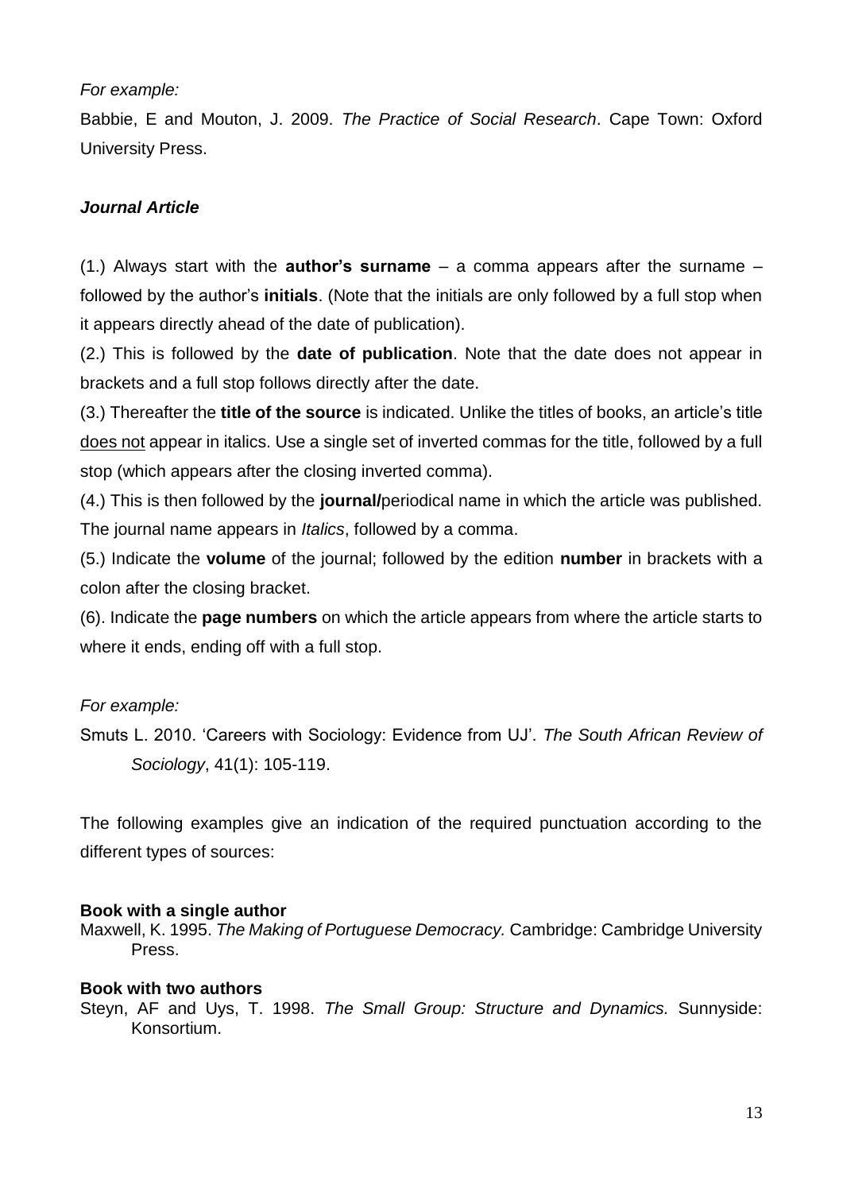*For example:*

Babbie, E and Mouton, J. 2009. *The Practice of Social Research*. Cape Town: Oxford University Press.

***Journal Article***

(1.) Always start with the **author's surname** – a comma appears after the surname – followed by the author's **initials**. (Note that the initials are only followed by a full stop when it appears directly ahead of the date of publication).

(2.) This is followed by the **date of publication**. Note that the date does not appear in brackets and a full stop follows directly after the date.

(3.) Thereafter the **title of the source** is indicated. Unlike the titles of books, an article's title <u>does not</u> appear in italics. Use a single set of inverted commas for the title, followed by a full stop (which appears after the closing inverted comma).

(4.) This is then followed by the **journal/**periodical name in which the article was published. The journal name appears in *Italics*, followed by a comma.

(5.) Indicate the **volume** of the journal; followed by the edition **number** in brackets with a colon after the closing bracket.

(6). Indicate the **page numbers** on which the article appears from where the article starts to where it ends, ending off with a full stop.

*For example:*

Smuts L. 2010. 'Careers with Sociology: Evidence from UJ'. *The South African Review of Sociology*, 41(1): 105-119.

The following examples give an indication of the required punctuation according to the different types of sources:

**Book with a single author**

Maxwell, K. 1995. *The Making of Portuguese Democracy.* Cambridge: Cambridge University Press.

**Book with two authors**

Steyn, AF and Uys, T. 1998. *The Small Group: Structure and Dynamics.* Sunnyside: Konsortium.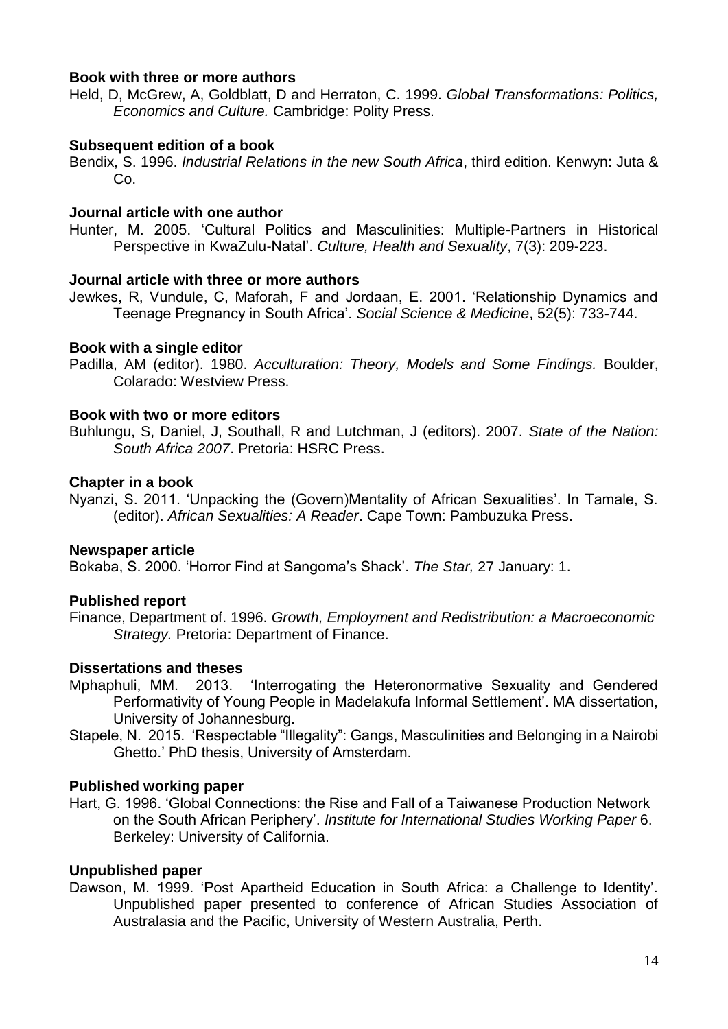**Book with three or more authors**

Held, D, McGrew, A, Goldblatt, D and Herraton, C. 1999. *Global Transformations: Politics, Economics and Culture.* Cambridge: Polity Press.

**Subsequent edition of a book**

Bendix, S. 1996. *Industrial Relations in the new South Africa*, third edition. Kenwyn: Juta & Co.

**Journal article with one author**

Hunter, M. 2005. 'Cultural Politics and Masculinities: Multiple-Partners in Historical Perspective in KwaZulu-Natal'. *Culture, Health and Sexuality*, 7(3): 209-223.

**Journal article with three or more authors**

Jewkes, R, Vundule, C, Maforah, F and Jordaan, E. 2001. 'Relationship Dynamics and Teenage Pregnancy in South Africa'. *Social Science & Medicine*, 52(5): 733-744.

**Book with a single editor**

Padilla, AM (editor). 1980. *Acculturation: Theory, Models and Some Findings.* Boulder, Colarado: Westview Press.

**Book with two or more editors**

Buhlungu, S, Daniel, J, Southall, R and Lutchman, J (editors). 2007. *State of the Nation: South Africa 2007*. Pretoria: HSRC Press.

**Chapter in a book**

Nyanzi, S. 2011. 'Unpacking the (Govern)Mentality of African Sexualities'. In Tamale, S. (editor). *African Sexualities: A Reader*. Cape Town: Pambuzuka Press.

**Newspaper article**

Bokaba, S. 2000. 'Horror Find at Sangoma's Shack'. *The Star,* 27 January: 1.

**Published report**

Finance, Department of. 1996. *Growth, Employment and Redistribution: a Macroeconomic Strategy.* Pretoria: Department of Finance.

**Dissertations and theses**

Mphaphuli, MM. 2013. 'Interrogating the Heteronormative Sexuality and Gendered Performativity of Young People in Madelakufa Informal Settlement'. MA dissertation, University of Johannesburg.

Stapele, N. 2015. 'Respectable "Illegality": Gangs, Masculinities and Belonging in a Nairobi Ghetto.' PhD thesis, University of Amsterdam.

**Published working paper**

Hart, G. 1996. 'Global Connections: the Rise and Fall of a Taiwanese Production Network on the South African Periphery'. *Institute for International Studies Working Paper* 6. Berkeley: University of California.

**Unpublished paper**

Dawson, M. 1999. 'Post Apartheid Education in South Africa: a Challenge to Identity'. Unpublished paper presented to conference of African Studies Association of Australasia and the Pacific, University of Western Australia, Perth.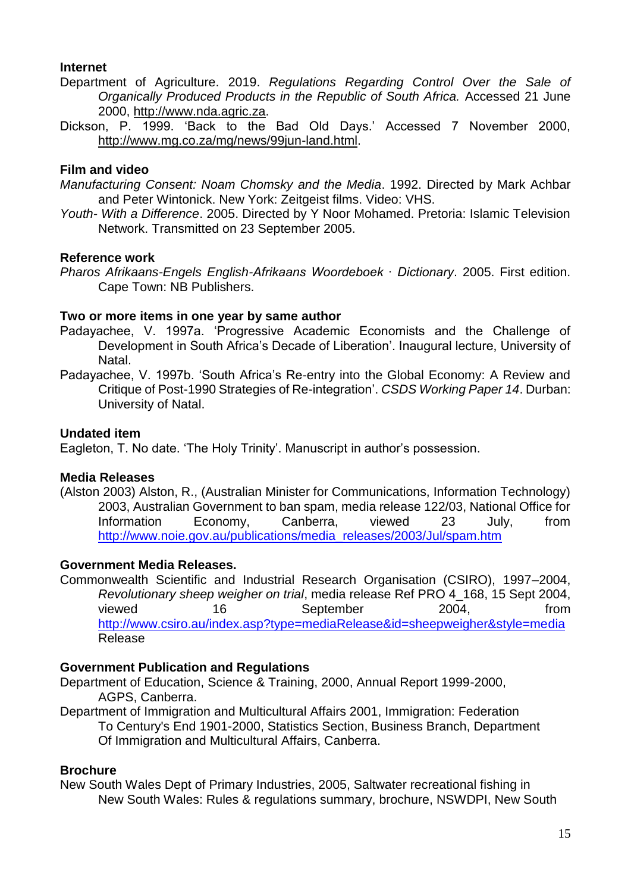**Internet**

Department of Agriculture. 2019. *Regulations Regarding Control Over the Sale of Organically Produced Products in the Republic of South Africa.* Accessed 21 June 2000, http://www.nda.agric.za.

Dickson, P. 1999. 'Back to the Bad Old Days.' Accessed 7 November 2000, http://www.mg.co.za/mg/news/99jun-land.html.

**Film and video**

*Manufacturing Consent: Noam Chomsky and the Media*. 1992. Directed by Mark Achbar and Peter Wintonick. New York: Zeitgeist films. Video: VHS.

*Youth- With a Difference*. 2005. Directed by Y Noor Mohamed. Pretoria: Islamic Television Network. Transmitted on 23 September 2005.

**Reference work**

*Pharos Afrikaans-Engels English-Afrikaans Woordeboek · Dictionary*. 2005. First edition. Cape Town: NB Publishers.

**Two or more items in one year by same author**

Padayachee, V. 1997a. 'Progressive Academic Economists and the Challenge of Development in South Africa's Decade of Liberation'. Inaugural lecture, University of Natal.

Padayachee, V. 1997b. 'South Africa's Re-entry into the Global Economy: A Review and Critique of Post-1990 Strategies of Re-integration'. *CSDS Working Paper 14*. Durban: University of Natal.

**Undated item**

Eagleton, T. No date. 'The Holy Trinity'. Manuscript in author's possession.

**Media Releases**

(Alston 2003) Alston, R., (Australian Minister for Communications, Information Technology) 2003, Australian Government to ban spam, media release 122/03, National Office for Information Economy, Canberra, viewed 23 July, from http://www.noie.gov.au/publications/media_releases/2003/Jul/spam.htm

**Government Media Releases.**

Commonwealth Scientific and Industrial Research Organisation (CSIRO), 1997–2004, *Revolutionary sheep weigher on trial*, media release Ref PRO 4_168, 15 Sept 2004, viewed 16 September 2004, from http://www.csiro.au/index.asp?type=mediaRelease&id=sheepweigher&style=media Release

**Government Publication and Regulations**

Department of Education, Science & Training, 2000, Annual Report 1999-2000, AGPS, Canberra.

Department of Immigration and Multicultural Affairs 2001, Immigration: Federation To Century's End 1901-2000, Statistics Section, Business Branch, Department Of Immigration and Multicultural Affairs, Canberra.

**Brochure**

New South Wales Dept of Primary Industries, 2005, Saltwater recreational fishing in New South Wales: Rules & regulations summary, brochure, NSWDPI, New South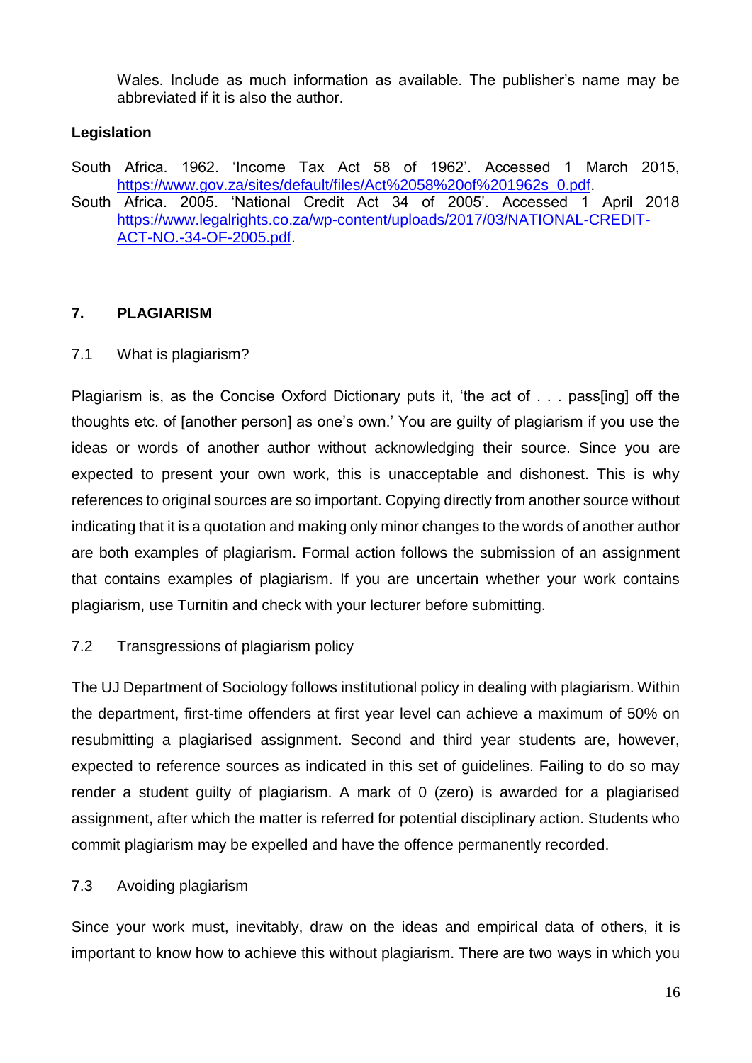Wales. Include as much information as available. The publisher's name may be abbreviated if it is also the author.

**Legislation**

South Africa. 1962. 'Income Tax Act 58 of 1962'. Accessed 1 March 2015, https://www.gov.za/sites/default/files/Act%2058%20of%201962s_0.pdf.

South Africa. 2005. 'National Credit Act 34 of 2005'. Accessed 1 April 2018 https://www.legalrights.co.za/wp-content/uploads/2017/03/NATIONAL-CREDIT-ACT-NO.-34-OF-2005.pdf.

## 7. PLAGIARISM

### 7.1 What is plagiarism?

Plagiarism is, as the Concise Oxford Dictionary puts it, 'the act of . . . pass[ing] off the thoughts etc. of [another person] as one's own.' You are guilty of plagiarism if you use the ideas or words of another author without acknowledging their source. Since you are expected to present your own work, this is unacceptable and dishonest. This is why references to original sources are so important. Copying directly from another source without indicating that it is a quotation and making only minor changes to the words of another author are both examples of plagiarism. Formal action follows the submission of an assignment that contains examples of plagiarism. If you are uncertain whether your work contains plagiarism, use Turnitin and check with your lecturer before submitting.

### 7.2 Transgressions of plagiarism policy

The UJ Department of Sociology follows institutional policy in dealing with plagiarism. Within the department, first-time offenders at first year level can achieve a maximum of 50% on resubmitting a plagiarised assignment. Second and third year students are, however, expected to reference sources as indicated in this set of guidelines. Failing to do so may render a student guilty of plagiarism. A mark of 0 (zero) is awarded for a plagiarised assignment, after which the matter is referred for potential disciplinary action. Students who commit plagiarism may be expelled and have the offence permanently recorded.

### 7.3 Avoiding plagiarism

Since your work must, inevitably, draw on the ideas and empirical data of others, it is important to know how to achieve this without plagiarism. There are two ways in which you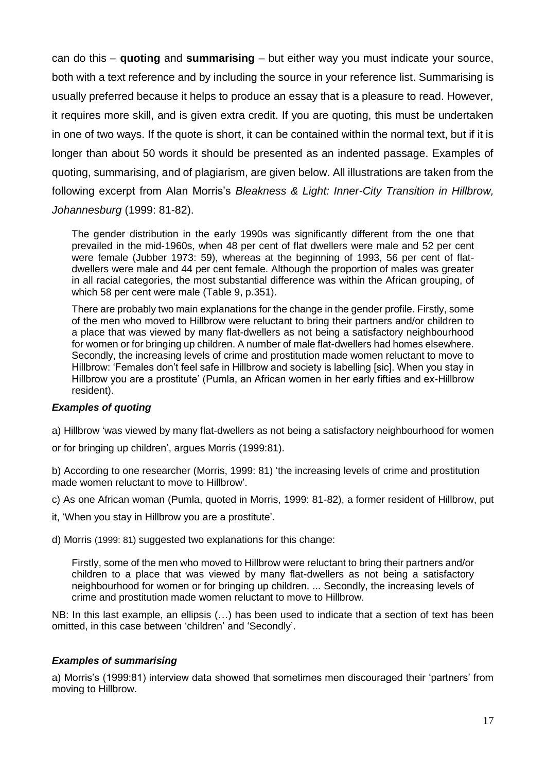can do this – **quoting** and **summarising** – but either way you must indicate your source, both with a text reference and by including the source in your reference list. Summarising is usually preferred because it helps to produce an essay that is a pleasure to read. However, it requires more skill, and is given extra credit. If you are quoting, this must be undertaken in one of two ways. If the quote is short, it can be contained within the normal text, but if it is longer than about 50 words it should be presented as an indented passage. Examples of quoting, summarising, and of plagiarism, are given below. All illustrations are taken from the following excerpt from Alan Morris's *Bleakness & Light: Inner-City Transition in Hillbrow, Johannesburg* (1999: 81-82).

> The gender distribution in the early 1990s was significantly different from the one that prevailed in the mid-1960s, when 48 per cent of flat dwellers were male and 52 per cent were female (Jubber 1973: 59), whereas at the beginning of 1993, 56 per cent of flat-dwellers were male and 44 per cent female. Although the proportion of males was greater in all racial categories, the most substantial difference was within the African grouping, of which 58 per cent were male (Table 9, p.351).
>
> There are probably two main explanations for the change in the gender profile. Firstly, some of the men who moved to Hillbrow were reluctant to bring their partners and/or children to a place that was viewed by many flat-dwellers as not being a satisfactory neighbourhood for women or for bringing up children. A number of male flat-dwellers had homes elsewhere. Secondly, the increasing levels of crime and prostitution made women reluctant to move to Hillbrow: 'Females don't feel safe in Hillbrow and society is labelling [sic]. When you stay in Hillbrow you are a prostitute' (Pumla, an African women in her early fifties and ex-Hillbrow resident).

***Examples of quoting***

a) Hillbrow 'was viewed by many flat-dwellers as not being a satisfactory neighbourhood for women or for bringing up children', argues Morris (1999:81).

b) According to one researcher (Morris, 1999: 81) 'the increasing levels of crime and prostitution made women reluctant to move to Hillbrow'.

c) As one African woman (Pumla, quoted in Morris, 1999: 81-82), a former resident of Hillbrow, put it, 'When you stay in Hillbrow you are a prostitute'.

d) Morris (1999: 81) suggested two explanations for this change:

> Firstly, some of the men who moved to Hillbrow were reluctant to bring their partners and/or children to a place that was viewed by many flat-dwellers as not being a satisfactory neighbourhood for women or for bringing up children. ... Secondly, the increasing levels of crime and prostitution made women reluctant to move to Hillbrow.

NB: In this last example, an ellipsis (…) has been used to indicate that a section of text has been omitted, in this case between 'children' and 'Secondly'.

***Examples of summarising***

a) Morris's (1999:81) interview data showed that sometimes men discouraged their 'partners' from moving to Hillbrow.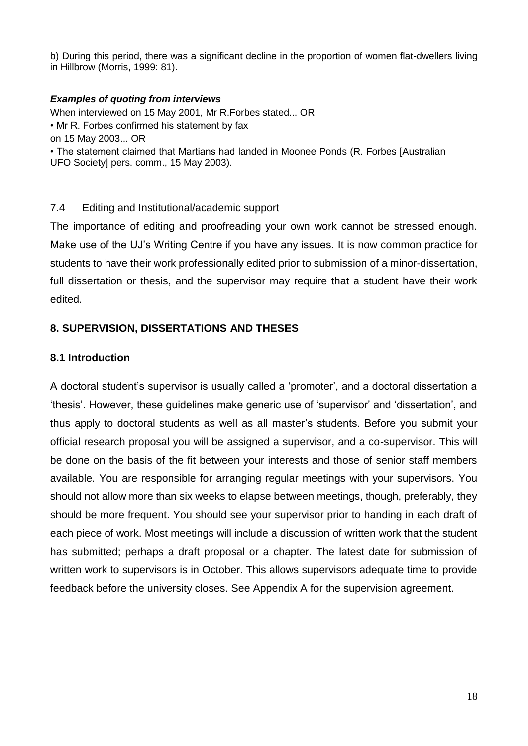b) During this period, there was a significant decline in the proportion of women flat-dwellers living in Hillbrow (Morris, 1999: 81).

***Examples of quoting from interviews***

When interviewed on 15 May 2001, Mr R.Forbes stated... OR

• Mr R. Forbes confirmed his statement by fax
on 15 May 2003... OR

• The statement claimed that Martians had landed in Moonee Ponds (R. Forbes [Australian UFO Society] pers. comm., 15 May 2003).

### 7.4 Editing and Institutional/academic support

The importance of editing and proofreading your own work cannot be stressed enough. Make use of the UJ's Writing Centre if you have any issues. It is now common practice for students to have their work professionally edited prior to submission of a minor-dissertation, full dissertation or thesis, and the supervisor may require that a student have their work edited.

## 8. SUPERVISION, DISSERTATIONS AND THESES

### 8.1 Introduction

A doctoral student's supervisor is usually called a 'promoter', and a doctoral dissertation a 'thesis'. However, these guidelines make generic use of 'supervisor' and 'dissertation', and thus apply to doctoral students as well as all master's students. Before you submit your official research proposal you will be assigned a supervisor, and a co-supervisor. This will be done on the basis of the fit between your interests and those of senior staff members available. You are responsible for arranging regular meetings with your supervisors. You should not allow more than six weeks to elapse between meetings, though, preferably, they should be more frequent. You should see your supervisor prior to handing in each draft of each piece of work. Most meetings will include a discussion of written work that the student has submitted; perhaps a draft proposal or a chapter. The latest date for submission of written work to supervisors is in October. This allows supervisors adequate time to provide feedback before the university closes. See Appendix A for the supervision agreement.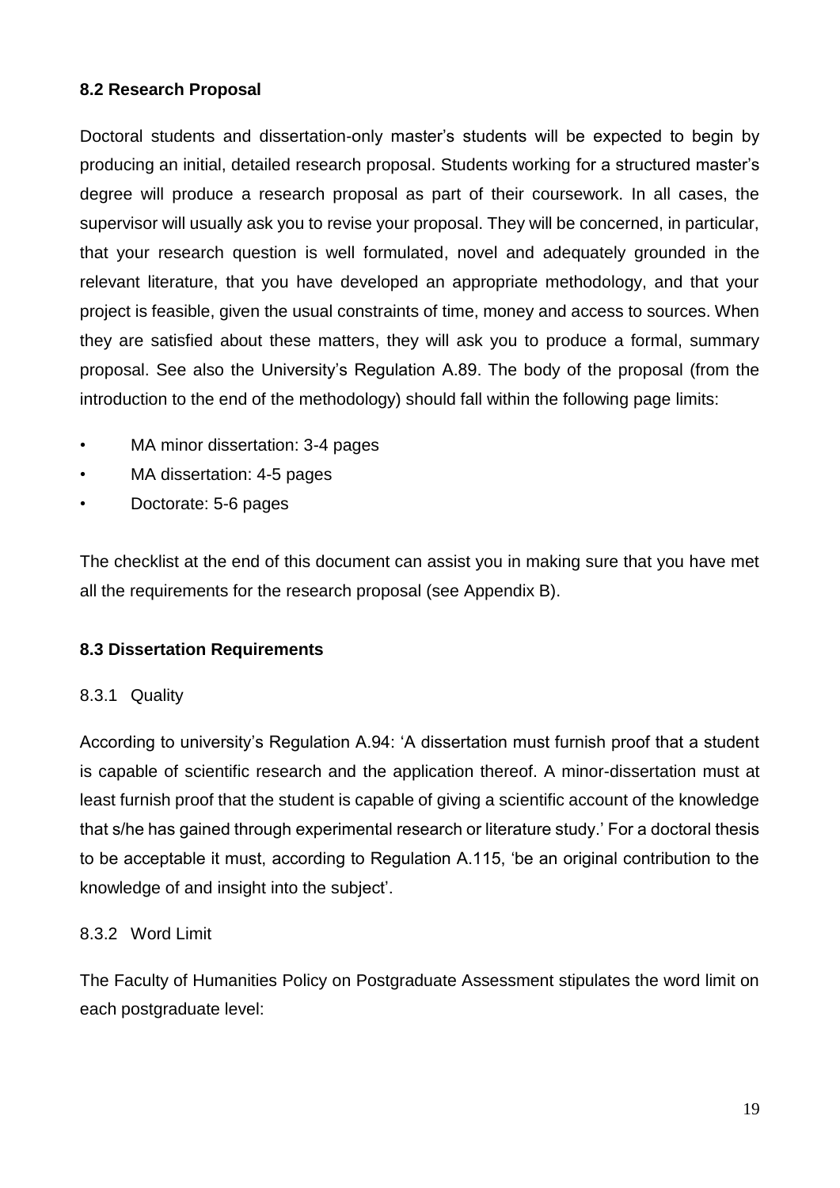### 8.2 Research Proposal

Doctoral students and dissertation-only master's students will be expected to begin by producing an initial, detailed research proposal. Students working for a structured master's degree will produce a research proposal as part of their coursework. In all cases, the supervisor will usually ask you to revise your proposal. They will be concerned, in particular, that your research question is well formulated, novel and adequately grounded in the relevant literature, that you have developed an appropriate methodology, and that your project is feasible, given the usual constraints of time, money and access to sources. When they are satisfied about these matters, they will ask you to produce a formal, summary proposal. See also the University's Regulation A.89. The body of the proposal (from the introduction to the end of the methodology) should fall within the following page limits:

- MA minor dissertation: 3-4 pages
- MA dissertation: 4-5 pages
- Doctorate: 5-6 pages

The checklist at the end of this document can assist you in making sure that you have met all the requirements for the research proposal (see Appendix B).

### 8.3 Dissertation Requirements

#### 8.3.1 Quality

According to university's Regulation A.94: 'A dissertation must furnish proof that a student is capable of scientific research and the application thereof. A minor-dissertation must at least furnish proof that the student is capable of giving a scientific account of the knowledge that s/he has gained through experimental research or literature study.' For a doctoral thesis to be acceptable it must, according to Regulation A.115, 'be an original contribution to the knowledge of and insight into the subject'.

#### 8.3.2 Word Limit

The Faculty of Humanities Policy on Postgraduate Assessment stipulates the word limit on each postgraduate level: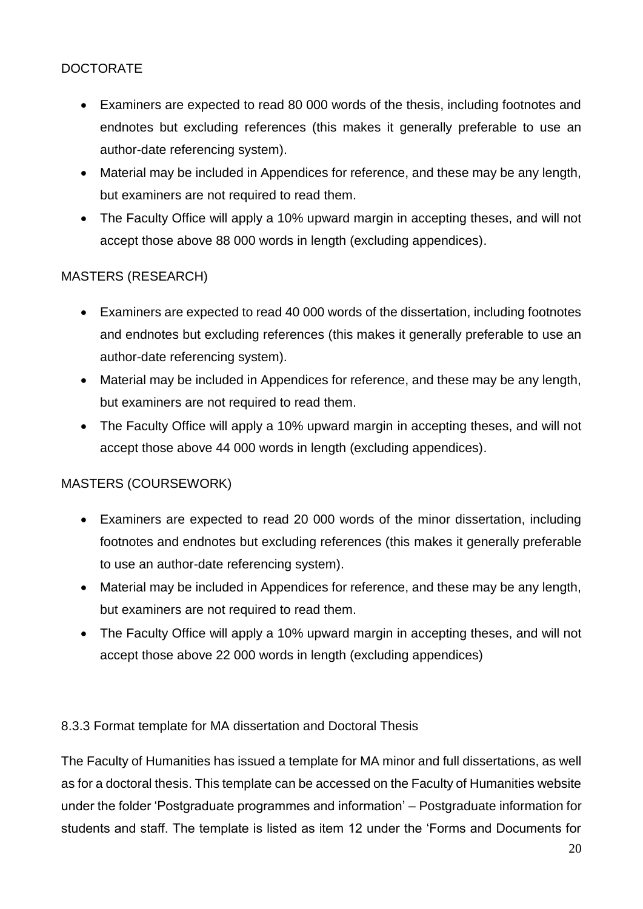DOCTORATE

- Examiners are expected to read 80 000 words of the thesis, including footnotes and endnotes but excluding references (this makes it generally preferable to use an author-date referencing system).
- Material may be included in Appendices for reference, and these may be any length, but examiners are not required to read them.
- The Faculty Office will apply a 10% upward margin in accepting theses, and will not accept those above 88 000 words in length (excluding appendices).

MASTERS (RESEARCH)

- Examiners are expected to read 40 000 words of the dissertation, including footnotes and endnotes but excluding references (this makes it generally preferable to use an author-date referencing system).
- Material may be included in Appendices for reference, and these may be any length, but examiners are not required to read them.
- The Faculty Office will apply a 10% upward margin in accepting theses, and will not accept those above 44 000 words in length (excluding appendices).

MASTERS (COURSEWORK)

- Examiners are expected to read 20 000 words of the minor dissertation, including footnotes and endnotes but excluding references (this makes it generally preferable to use an author-date referencing system).
- Material may be included in Appendices for reference, and these may be any length, but examiners are not required to read them.
- The Faculty Office will apply a 10% upward margin in accepting theses, and will not accept those above 22 000 words in length (excluding appendices)

8.3.3 Format template for MA dissertation and Doctoral Thesis

The Faculty of Humanities has issued a template for MA minor and full dissertations, as well as for a doctoral thesis. This template can be accessed on the Faculty of Humanities website under the folder 'Postgraduate programmes and information' – Postgraduate information for students and staff. The template is listed as item 12 under the 'Forms and Documents for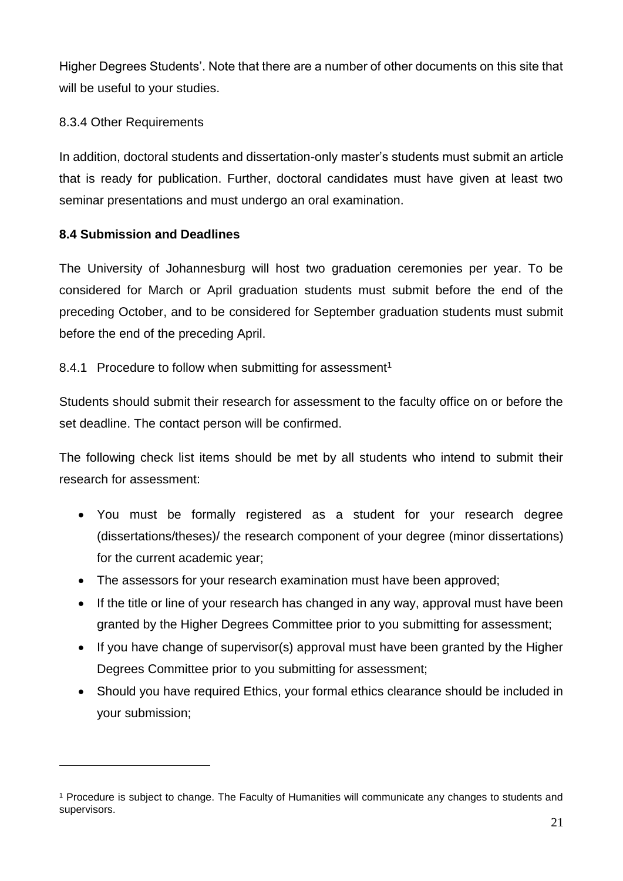Higher Degrees Students'. Note that there are a number of other documents on this site that will be useful to your studies.

8.3.4 Other Requirements

In addition, doctoral students and dissertation-only master's students must submit an article that is ready for publication. Further, doctoral candidates must have given at least two seminar presentations and must undergo an oral examination.

### 8.4 Submission and Deadlines

The University of Johannesburg will host two graduation ceremonies per year. To be considered for March or April graduation students must submit before the end of the preceding October, and to be considered for September graduation students must submit before the end of the preceding April.

8.4.1 Procedure to follow when submitting for assessment[1]

Students should submit their research for assessment to the faculty office on or before the set deadline. The contact person will be confirmed.

The following check list items should be met by all students who intend to submit their research for assessment:

- You must be formally registered as a student for your research degree (dissertations/theses)/ the research component of your degree (minor dissertations) for the current academic year;
- The assessors for your research examination must have been approved;
- If the title or line of your research has changed in any way, approval must have been granted by the Higher Degrees Committee prior to you submitting for assessment;
- If you have change of supervisor(s) approval must have been granted by the Higher Degrees Committee prior to you submitting for assessment;
- Should you have required Ethics, your formal ethics clearance should be included in your submission;

[1] Procedure is subject to change. The Faculty of Humanities will communicate any changes to students and supervisors.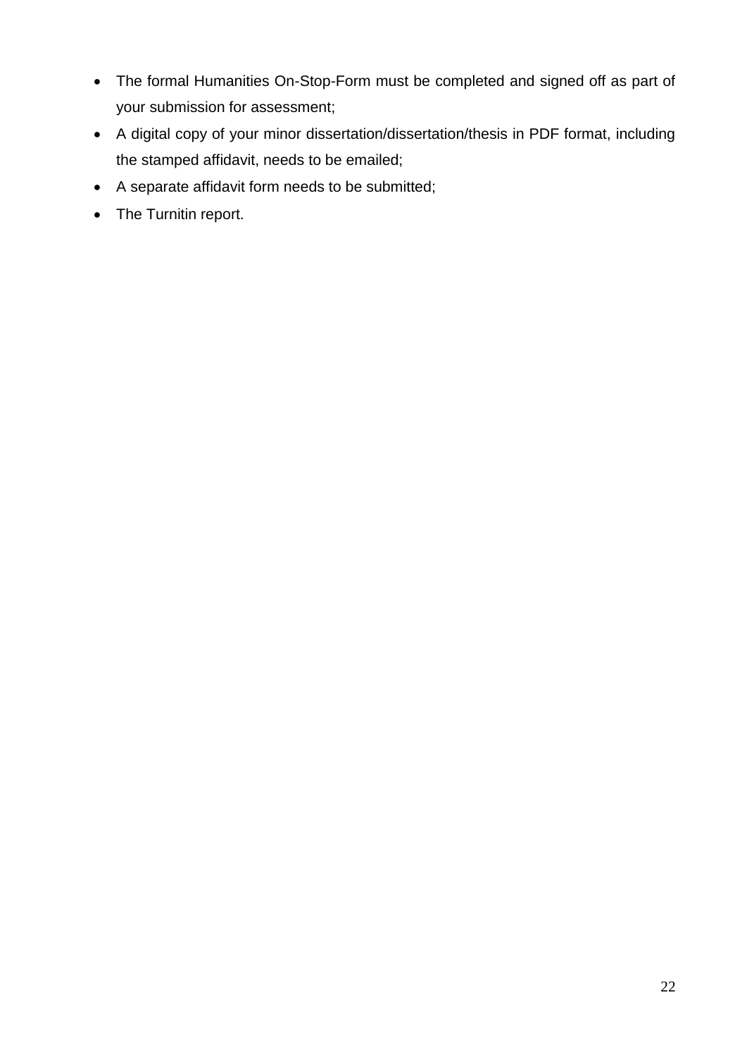- The formal Humanities On-Stop-Form must be completed and signed off as part of your submission for assessment;
- A digital copy of your minor dissertation/dissertation/thesis in PDF format, including the stamped affidavit, needs to be emailed;
- A separate affidavit form needs to be submitted;
- The Turnitin report.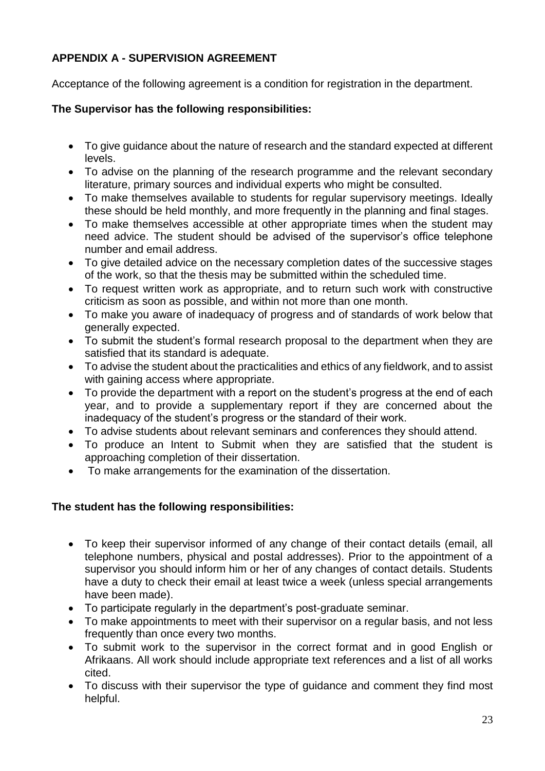## APPENDIX A - SUPERVISION AGREEMENT

Acceptance of the following agreement is a condition for registration in the department.

**The Supervisor has the following responsibilities:**

- To give guidance about the nature of research and the standard expected at different levels.
- To advise on the planning of the research programme and the relevant secondary literature, primary sources and individual experts who might be consulted.
- To make themselves available to students for regular supervisory meetings. Ideally these should be held monthly, and more frequently in the planning and final stages.
- To make themselves accessible at other appropriate times when the student may need advice. The student should be advised of the supervisor's office telephone number and email address.
- To give detailed advice on the necessary completion dates of the successive stages of the work, so that the thesis may be submitted within the scheduled time.
- To request written work as appropriate, and to return such work with constructive criticism as soon as possible, and within not more than one month.
- To make you aware of inadequacy of progress and of standards of work below that generally expected.
- To submit the student's formal research proposal to the department when they are satisfied that its standard is adequate.
- To advise the student about the practicalities and ethics of any fieldwork, and to assist with gaining access where appropriate.
- To provide the department with a report on the student's progress at the end of each year, and to provide a supplementary report if they are concerned about the inadequacy of the student's progress or the standard of their work.
- To advise students about relevant seminars and conferences they should attend.
- To produce an Intent to Submit when they are satisfied that the student is approaching completion of their dissertation.
- To make arrangements for the examination of the dissertation.

**The student has the following responsibilities:**

- To keep their supervisor informed of any change of their contact details (email, all telephone numbers, physical and postal addresses). Prior to the appointment of a supervisor you should inform him or her of any changes of contact details. Students have a duty to check their email at least twice a week (unless special arrangements have been made).
- To participate regularly in the department's post-graduate seminar.
- To make appointments to meet with their supervisor on a regular basis, and not less frequently than once every two months.
- To submit work to the supervisor in the correct format and in good English or Afrikaans. All work should include appropriate text references and a list of all works cited.
- To discuss with their supervisor the type of guidance and comment they find most helpful.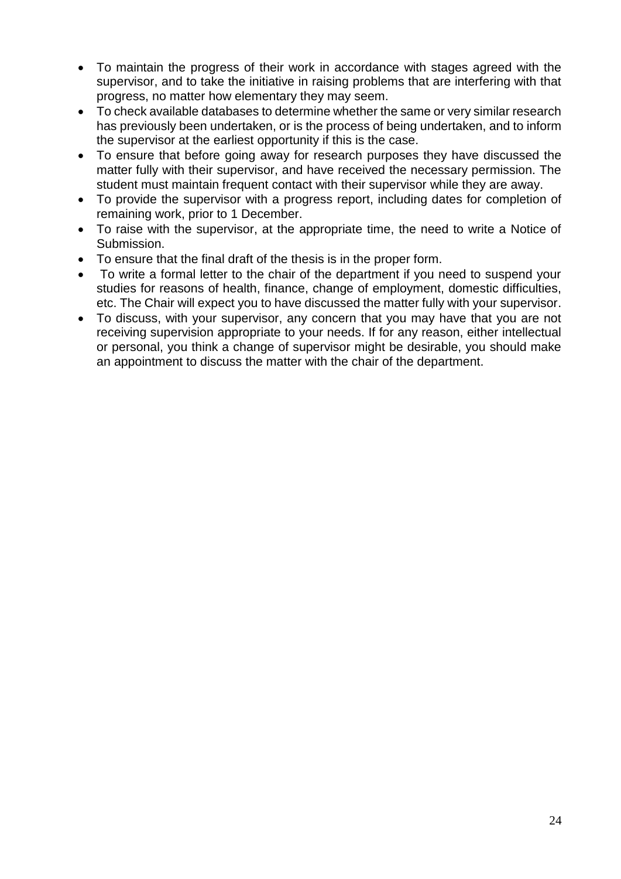- To maintain the progress of their work in accordance with stages agreed with the supervisor, and to take the initiative in raising problems that are interfering with that progress, no matter how elementary they may seem.
- To check available databases to determine whether the same or very similar research has previously been undertaken, or is the process of being undertaken, and to inform the supervisor at the earliest opportunity if this is the case.
- To ensure that before going away for research purposes they have discussed the matter fully with their supervisor, and have received the necessary permission. The student must maintain frequent contact with their supervisor while they are away.
- To provide the supervisor with a progress report, including dates for completion of remaining work, prior to 1 December.
- To raise with the supervisor, at the appropriate time, the need to write a Notice of Submission.
- To ensure that the final draft of the thesis is in the proper form.
- To write a formal letter to the chair of the department if you need to suspend your studies for reasons of health, finance, change of employment, domestic difficulties, etc. The Chair will expect you to have discussed the matter fully with your supervisor.
- To discuss, with your supervisor, any concern that you may have that you are not receiving supervision appropriate to your needs. If for any reason, either intellectual or personal, you think a change of supervisor might be desirable, you should make an appointment to discuss the matter with the chair of the department.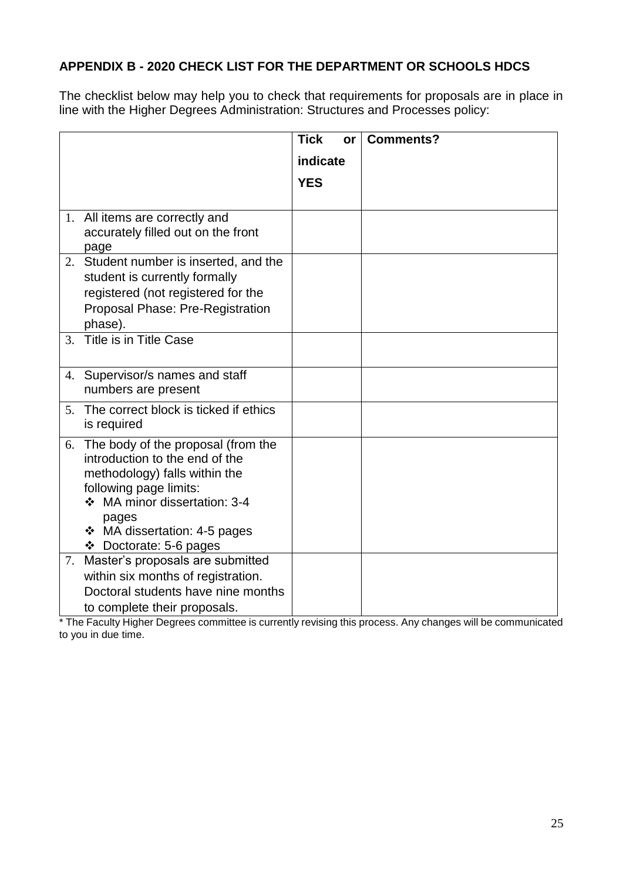**APPENDIX B - 2020 CHECK LIST FOR THE DEPARTMENT OR SCHOOLS HDCS**

The checklist below may help you to check that requirements for proposals are in place in line with the Higher Degrees Administration: Structures and Processes policy:

| | Tick or indicate YES | Comments? |
|---|---|---|
| 1. All items are correctly and accurately filled out on the front page | | |
| 2. Student number is inserted, and the student is currently formally registered (not registered for the Proposal Phase: Pre-Registration phase). | | |
| 3. Title is in Title Case | | |
| 4. Supervisor/s names and staff numbers are present | | |
| 5. The correct block is ticked if ethics is required | | |
| 6. The body of the proposal (from the introduction to the end of the methodology) falls within the following page limits: <br>❖ MA minor dissertation: 3-4 pages <br>❖ MA dissertation: 4-5 pages <br>❖ Doctorate: 5-6 pages | | |
| 7. Master's proposals are submitted within six months of registration. Doctoral students have nine months to complete their proposals. | | |

\* The Faculty Higher Degrees committee is currently revising this process. Any changes will be communicated to you in due time.